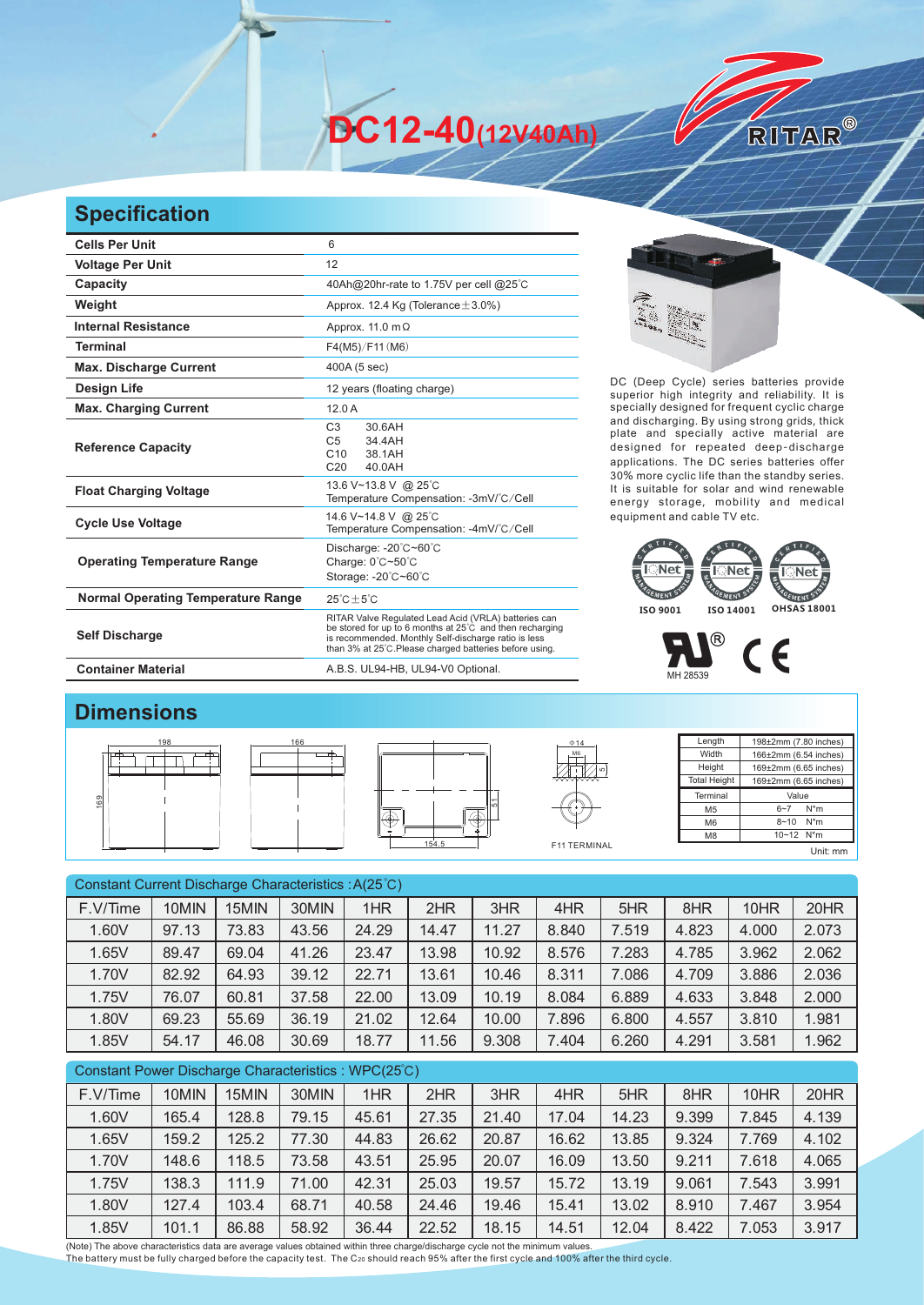# DC12-40(12V40Ah)

RITAR®

## Specification

| | |
|---|---|
| **Cells Per Unit** | 6 |
| **Voltage Per Unit** | 12 |
| **Capacity** | 40Ah@20hr-rate to 1.75V per cell @25℃ |
| **Weight** | Approx. 12.4 Kg (Tolerance±3.0%) |
| **Internal Resistance** | Approx. 11.0 mΩ |
| **Terminal** | F4(M5)/F11(M6) |
| **Max. Discharge Current** | 400A (5 sec) |
| **Design Life** | 12 years (floating charge) |
| **Max. Charging Current** | 12.0 A |
| **Reference Capacity** | C3 30.6AH<br>C5 34.4AH<br>C10 38.1AH<br>C20 40.0AH |
| **Float Charging Voltage** | 13.6 V~13.8 V @ 25℃<br>Temperature Compensation: -3mV/℃/Cell |
| **Cycle Use Voltage** | 14.6 V~14.8 V @ 25℃<br>Temperature Compensation: -4mV/℃/Cell |
| **Operating Temperature Range** | Discharge: -20℃~60℃<br>Charge: 0℃~50℃<br>Storage: -20℃~60℃ |
| **Normal Operating Temperature Range** | 25℃±5℃ |
| **Self Discharge** | RITAR Valve Regulated Lead Acid (VRLA) batteries can be stored for up to 6 months at 25℃ and then recharging is recommended. Monthly Self-discharge ratio is less than 3% at 25℃.Please charged batteries before using. |
| **Container Material** | A.B.S. UL94-HB, UL94-V0 Optional. |

DC (Deep Cycle) series batteries provide superior high integrity and reliability. It is specially designed for frequent cyclic charge and discharging. By using strong grids, thick plate and specially active material are designed for repeated deep-discharge applications. The DC series batteries offer 30% more cyclic life than the standby series. It is suitable for solar and wind renewable energy storage, mobility and medical equipment and cable TV etc.

ISO 9001 ISO 14001 OHSAS 18001

MH 28539

## Dimensions

| | |
|---|---|
| Length | 198±2mm (7.80 inches) |
| Width | 166±2mm (6.54 inches) |
| Height | 169±2mm (6.65 inches) |
| Total Height | 169±2mm (6.65 inches) |

| Terminal | Value |
|---|---|
| M5 | 6~7 N*m |
| M6 | 8~10 N*m |
| M8 | 10~12 N*m |

F11 TERMINAL

Unit: mm

Constant Current Discharge Characteristics : A(25℃)

| F.V/Time | 10MIN | 15MIN | 30MIN | 1HR | 2HR | 3HR | 4HR | 5HR | 8HR | 10HR | 20HR |
|---|---|---|---|---|---|---|---|---|---|---|---|
| 1.60V | 97.13 | 73.83 | 43.56 | 24.29 | 14.47 | 11.27 | 8.840 | 7.519 | 4.823 | 4.000 | 2.073 |
| 1.65V | 89.47 | 69.04 | 41.26 | 23.47 | 13.98 | 10.92 | 8.576 | 7.283 | 4.785 | 3.962 | 2.062 |
| 1.70V | 82.92 | 64.93 | 39.12 | 22.71 | 13.61 | 10.46 | 8.311 | 7.086 | 4.709 | 3.886 | 2.036 |
| 1.75V | 76.07 | 60.81 | 37.58 | 22.00 | 13.09 | 10.19 | 8.084 | 6.889 | 4.633 | 3.848 | 2.000 |
| 1.80V | 69.23 | 55.69 | 36.19 | 21.02 | 12.64 | 10.00 | 7.896 | 6.800 | 4.557 | 3.810 | 1.981 |
| 1.85V | 54.17 | 46.08 | 30.69 | 18.77 | 11.56 | 9.308 | 7.404 | 6.260 | 4.291 | 3.581 | 1.962 |

Constant Power Discharge Characteristics : WPC(25℃)

| F.V/Time | 10MIN | 15MIN | 30MIN | 1HR | 2HR | 3HR | 4HR | 5HR | 8HR | 10HR | 20HR |
|---|---|---|---|---|---|---|---|---|---|---|---|
| 1.60V | 165.4 | 128.8 | 79.15 | 45.61 | 27.35 | 21.40 | 17.04 | 14.23 | 9.399 | 7.845 | 4.139 |
| 1.65V | 159.2 | 125.2 | 77.30 | 44.83 | 26.62 | 20.87 | 16.62 | 13.85 | 9.324 | 7.769 | 4.102 |
| 1.70V | 148.6 | 118.5 | 73.58 | 43.51 | 25.95 | 20.07 | 16.09 | 13.50 | 9.211 | 7.618 | 4.065 |
| 1.75V | 138.3 | 111.9 | 71.00 | 42.31 | 25.03 | 19.57 | 15.72 | 13.19 | 9.061 | 7.543 | 3.991 |
| 1.80V | 127.4 | 103.4 | 68.71 | 40.58 | 24.46 | 19.46 | 15.41 | 13.02 | 8.910 | 7.467 | 3.954 |
| 1.85V | 101.1 | 86.88 | 58.92 | 36.44 | 22.52 | 18.15 | 14.51 | 12.04 | 8.422 | 7.053 | 3.917 |

(Note) The above characteristics data are average values obtained within three charge/discharge cycle not the minimum values.
The battery must be fully charged before the capacity test. The $C_{20}$ should reach 95% after the first cycle and 100% after the third cycle.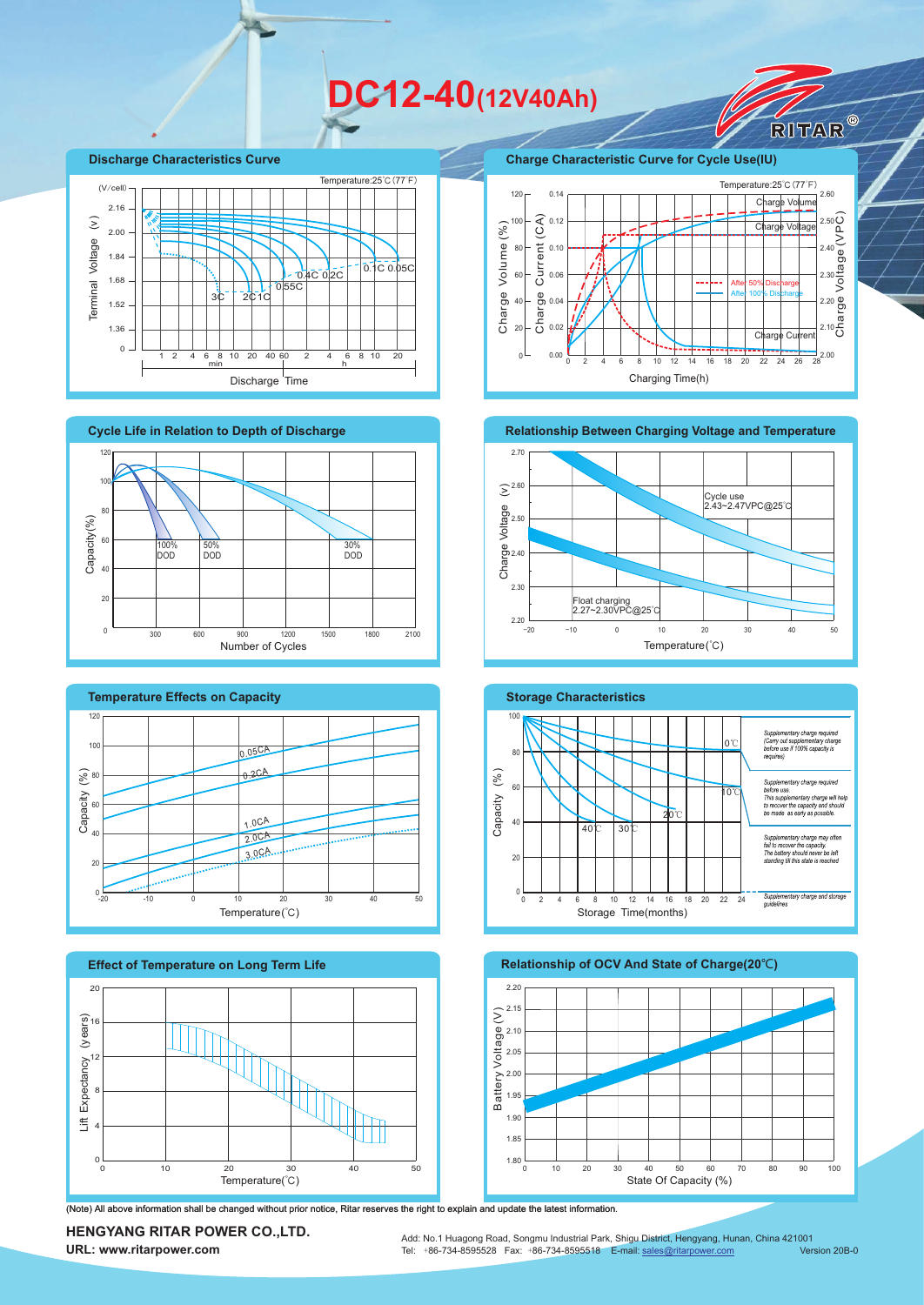# DC12-40(12V40Ah)

RITAR®

## Discharge Characteristics Curve

Temperature:25°C (77°F)

(V/cell)

Terminal Voltage (v)

2.16
2.00
1.84
1.68
1.52
1.36
0

1 2 4 6 8 10 20 40 60 2 4 6 8 10 20

min h

Discharge Time

3C 2C 1C 0.55C 0.4C 0.2C 0.1C 0.05C

## Charge Characteristic Curve for Cycle Use(IU)

Temperature:25°C (77°F)

Charge Volume (%) 120 100 80 60 40 20 0

Charge Current (CA) 0.14 0.12 0.10 0.08 0.06 0.04 0.02 0.00

Charge Voltage (VPC) 2.60 2.50 2.40 2.30 2.20 2.10 2.00

0 2 4 6 8 10 12 14 16 18 20 22 24 26 28

Charging Time(h)

Charge Volume
Charge Voltage
After 50% Discharge
After 100% Discharge
Charge Current

## Cycle Life in Relation to Depth of Discharge

Capacity(%) 120 100 80 60 40 20 0

300 600 900 1200 1500 1800 2100

Number of Cycles

100% DOD
50% DOD
30% DOD

## Relationship Between Charging Voltage and Temperature

Charge Voltage (v) 2.70 2.60 2.50 2.40 2.30 2.20

−20 −10 0 10 20 30 40 50

Temperature(°C)

Cycle use 2.43~2.47VPC@25°C

Float charging 2.27~2.30VPC@25°C

## Temperature Effects on Capacity

Capacity (%) 120 100 80 60 40 20 0

-20 -10 0 10 20 30 40 50

Temperature(°C)

0.05CA
0.2CA
1.0CA
2.0CA
3.0CA

## Storage Characteristics

Capacity (%) 100 80 60 40 20 0

0 2 4 6 8 10 12 14 16 18 20 22 24

Storage Time(months)

0°C 10°C 20°C 30°C 40°C

Supplementary charge required (Carry out supplementary charge before use if 100% capacity is requires)

Supplementary charge required before use. This supplementary charge will help to recover the capacity and should be made as early as possible.

Supplementary charge may often fail to recover the capacity. The battery should never be left standing till this state is reached

Supplementary charge and storage guidelines

## Effect of Temperature on Long Term Life

Lift Expectancy (years) 20 16 12 8 4 0

0 10 20 30 40 50

Temperature(°C)

## Relationship of OCV And State of Charge(20℃)

Battery Voltage (V) 2.20 2.15 2.10 2.05 2.00 1.95 1.90 1.85 1.80

0 10 20 30 40 50 60 70 80 90 100

State Of Capacity (%)

(Note) All above information shall be changed without prior notice, Ritar reserves the right to explain and update the latest information.

**HENGYANG RITAR POWER CO.,LTD.**

**URL: www.ritarpower.com**

Add: No.1 Huagong Road, Songmu Industrial Park, Shigu District, Hengyang, Hunan, China 421001

Tel: +86-734-8595528 Fax: +86-734-8595518 E-mail: sales@ritarpower.com

Version 20B-0